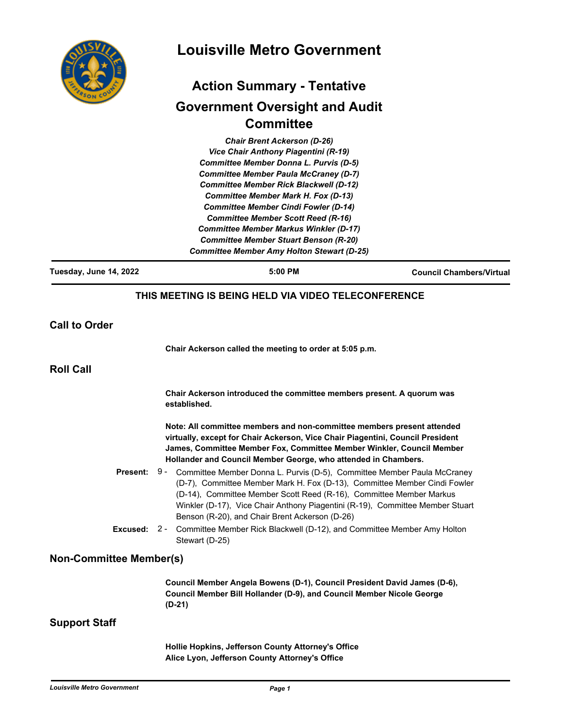# Louisville Metro Government

## Action Summary - Tentative

## Government Oversight and Audit Committee

*Chair Brent Ackerson (D-26)*
*Vice Chair Anthony Piagentini (R-19)*
*Committee Member Donna L. Purvis (D-5)*
*Committee Member Paula McCraney (D-7)*
*Committee Member Rick Blackwell (D-12)*
*Committee Member Mark H. Fox (D-13)*
*Committee Member Cindi Fowler (D-14)*
*Committee Member Scott Reed (R-16)*
*Committee Member Markus Winkler (D-17)*
*Committee Member Stuart Benson (R-20)*
*Committee Member Amy Holton Stewart (D-25)*

**Tuesday, June 14, 2022** | **5:00 PM** | **Council Chambers/Virtual**

**THIS MEETING IS BEING HELD VIA VIDEO TELECONFERENCE**

## Call to Order

**Chair Ackerson called the meeting to order at 5:05 p.m.**

## Roll Call

**Chair Ackerson introduced the committee members present. A quorum was established.**

**Note: All committee members and non-committee members present attended virtually, except for Chair Ackerson, Vice Chair Piagentini, Council President James, Committee Member Fox, Committee Member Winkler, Council Member Hollander and Council Member George, who attended in Chambers.**

**Present:** 9 - Committee Member Donna L. Purvis (D-5), Committee Member Paula McCraney (D-7), Committee Member Mark H. Fox (D-13), Committee Member Cindi Fowler (D-14), Committee Member Scott Reed (R-16), Committee Member Markus Winkler (D-17), Vice Chair Anthony Piagentini (R-19), Committee Member Stuart Benson (R-20), and Chair Brent Ackerson (D-26)

**Excused:** 2 - Committee Member Rick Blackwell (D-12), and Committee Member Amy Holton Stewart (D-25)

## Non-Committee Member(s)

**Council Member Angela Bowens (D-1), Council President David James (D-6), Council Member Bill Hollander (D-9), and Council Member Nicole George (D-21)**

## Support Staff

**Hollie Hopkins, Jefferson County Attorney's Office**
**Alice Lyon, Jefferson County Attorney's Office**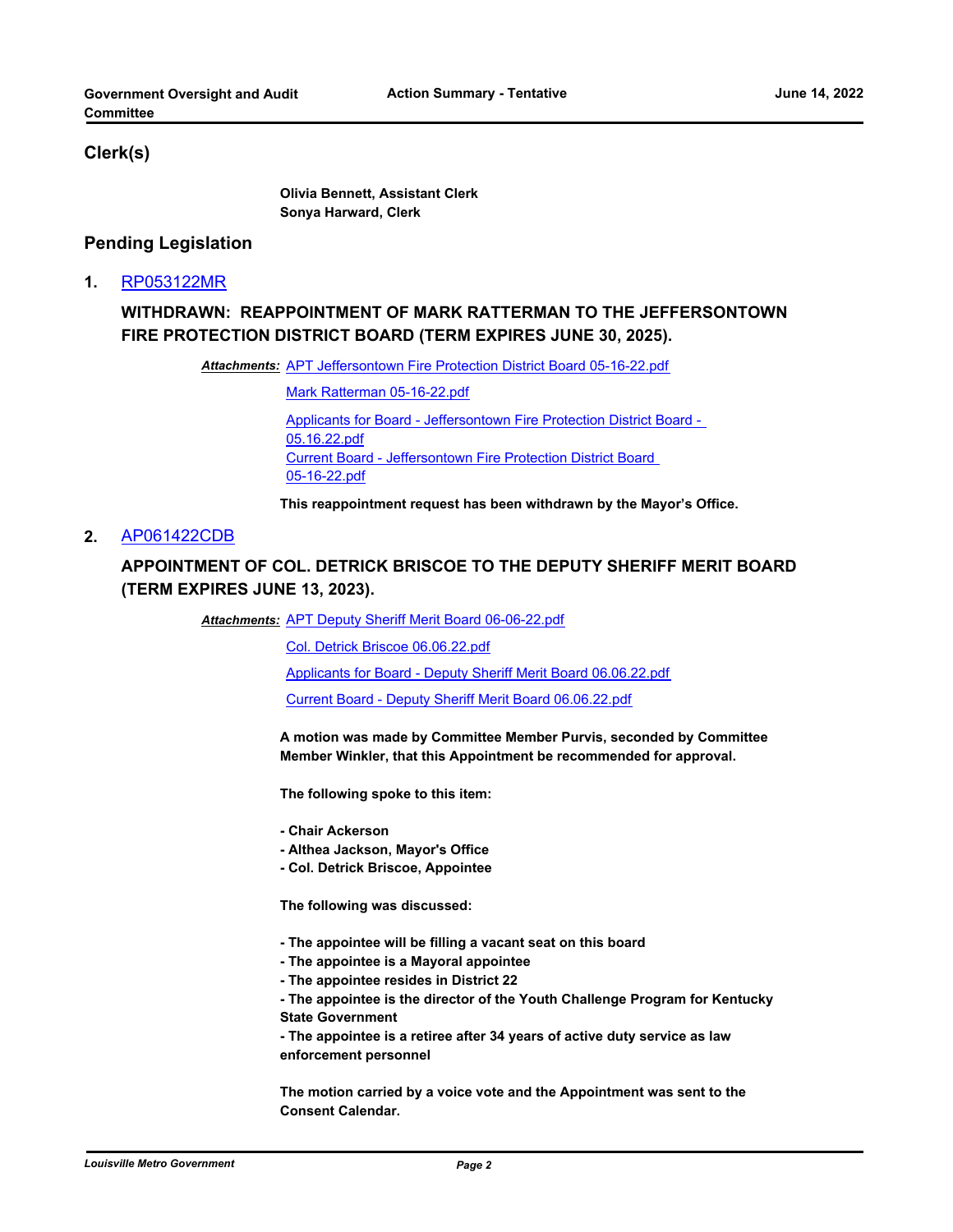## Clerk(s)

**Olivia Bennett, Assistant Clerk**
**Sonya Harward, Clerk**

## Pending Legislation

**1.** RP053122MR

### WITHDRAWN: REAPPOINTMENT OF MARK RATTERMAN TO THE JEFFERSONTOWN FIRE PROTECTION DISTRICT BOARD (TERM EXPIRES JUNE 30, 2025).

***Attachments:*** APT Jeffersontown Fire Protection District Board 05-16-22.pdf

Mark Ratterman 05-16-22.pdf

Applicants for Board - Jeffersontown Fire Protection District Board - 05.16.22.pdf

Current Board - Jeffersontown Fire Protection District Board 05-16-22.pdf

**This reappointment request has been withdrawn by the Mayor's Office.**

**2.** AP061422CDB

### APPOINTMENT OF COL. DETRICK BRISCOE TO THE DEPUTY SHERIFF MERIT BOARD (TERM EXPIRES JUNE 13, 2023).

***Attachments:*** APT Deputy Sheriff Merit Board 06-06-22.pdf

Col. Detrick Briscoe 06.06.22.pdf

Applicants for Board - Deputy Sheriff Merit Board 06.06.22.pdf

Current Board - Deputy Sheriff Merit Board 06.06.22.pdf

**A motion was made by Committee Member Purvis, seconded by Committee Member Winkler, that this Appointment be recommended for approval.**

**The following spoke to this item:**

- **Chair Ackerson**
- **Althea Jackson, Mayor's Office**
- **Col. Detrick Briscoe, Appointee**

**The following was discussed:**

- **The appointee will be filling a vacant seat on this board**
- **The appointee is a Mayoral appointee**
- **The appointee resides in District 22**
- **The appointee is the director of the Youth Challenge Program for Kentucky State Government**
- **The appointee is a retiree after 34 years of active duty service as law enforcement personnel**

**The motion carried by a voice vote and the Appointment was sent to the Consent Calendar.**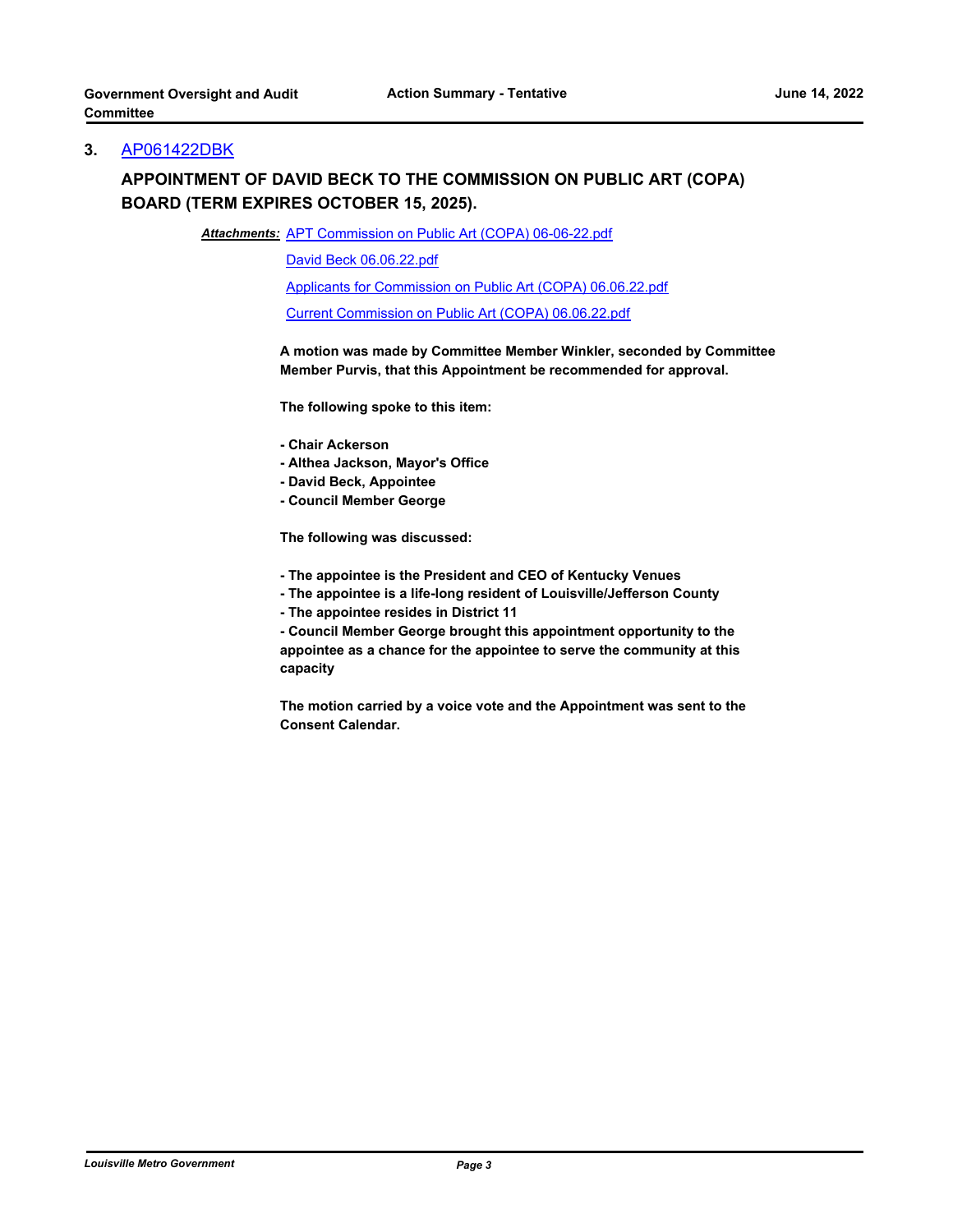## 3. AP061422DBK

### APPOINTMENT OF DAVID BECK TO THE COMMISSION ON PUBLIC ART (COPA) BOARD (TERM EXPIRES OCTOBER 15, 2025).

***Attachments:*** APT Commission on Public Art (COPA) 06-06-22.pdf
David Beck 06.06.22.pdf
Applicants for Commission on Public Art (COPA) 06.06.22.pdf
Current Commission on Public Art (COPA) 06.06.22.pdf

**A motion was made by Committee Member Winkler, seconded by Committee Member Purvis, that this Appointment be recommended for approval.**

**The following spoke to this item:**

**- Chair Ackerson**
**- Althea Jackson, Mayor's Office**
**- David Beck, Appointee**
**- Council Member George**

**The following was discussed:**

**- The appointee is the President and CEO of Kentucky Venues**
**- The appointee is a life-long resident of Louisville/Jefferson County**
**- The appointee resides in District 11**
**- Council Member George brought this appointment opportunity to the appointee as a chance for the appointee to serve the community at this capacity**

**The motion carried by a voice vote and the Appointment was sent to the Consent Calendar.**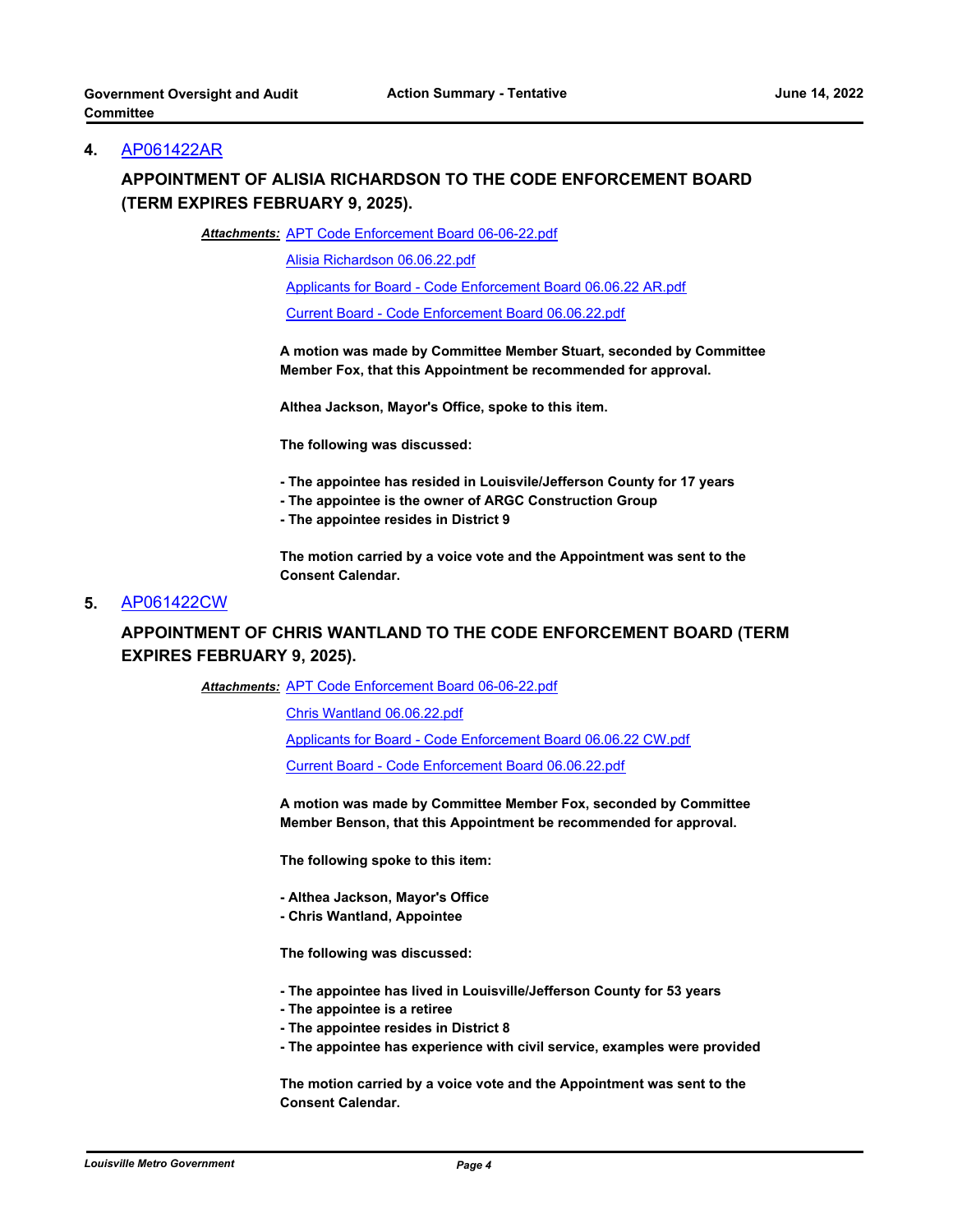## 4. AP061422AR

### APPOINTMENT OF ALISIA RICHARDSON TO THE CODE ENFORCEMENT BOARD (TERM EXPIRES FEBRUARY 9, 2025).

***Attachments:*** APT Code Enforcement Board 06-06-22.pdf

Alisia Richardson 06.06.22.pdf

Applicants for Board - Code Enforcement Board 06.06.22 AR.pdf

Current Board - Code Enforcement Board 06.06.22.pdf

**A motion was made by Committee Member Stuart, seconded by Committee Member Fox, that this Appointment be recommended for approval.**

**Althea Jackson, Mayor's Office, spoke to this item.**

**The following was discussed:**

- **The appointee has resided in Louisville/Jefferson County for 17 years**
- **The appointee is the owner of ARGC Construction Group**
- **The appointee resides in District 9**

**The motion carried by a voice vote and the Appointment was sent to the Consent Calendar.**

## 5. AP061422CW

### APPOINTMENT OF CHRIS WANTLAND TO THE CODE ENFORCEMENT BOARD (TERM EXPIRES FEBRUARY 9, 2025).

***Attachments:*** APT Code Enforcement Board 06-06-22.pdf

Chris Wantland 06.06.22.pdf

Applicants for Board - Code Enforcement Board 06.06.22 CW.pdf

Current Board - Code Enforcement Board 06.06.22.pdf

**A motion was made by Committee Member Fox, seconded by Committee Member Benson, that this Appointment be recommended for approval.**

**The following spoke to this item:**

- **Althea Jackson, Mayor's Office**
- **Chris Wantland, Appointee**

**The following was discussed:**

- **The appointee has lived in Louisville/Jefferson County for 53 years**
- **The appointee is a retiree**
- **The appointee resides in District 8**
- **The appointee has experience with civil service, examples were provided**

**The motion carried by a voice vote and the Appointment was sent to the Consent Calendar.**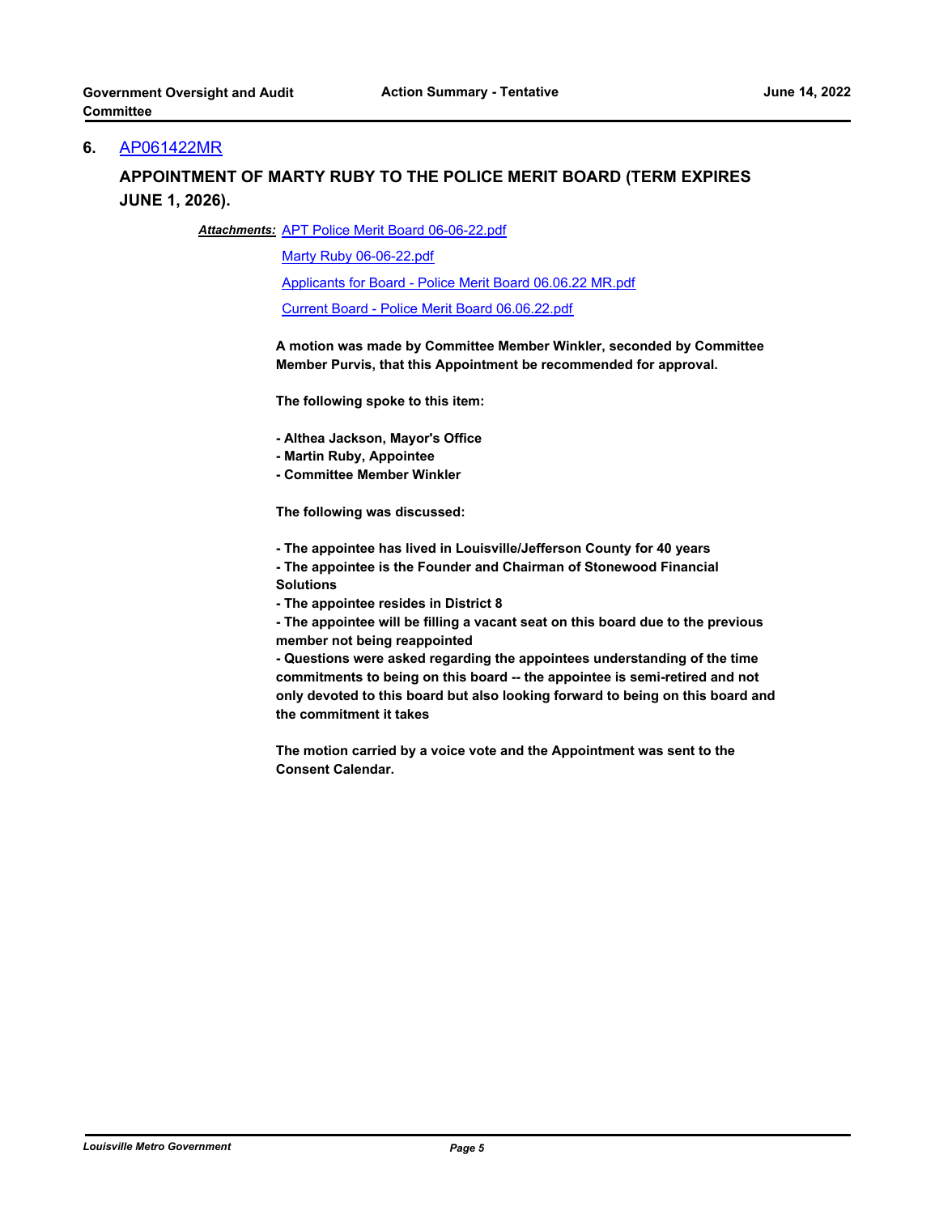## 6. AP061422MR

### APPOINTMENT OF MARTY RUBY TO THE POLICE MERIT BOARD (TERM EXPIRES JUNE 1, 2026).

***Attachments:*** APT Police Merit Board 06-06-22.pdf

Marty Ruby 06-06-22.pdf

Applicants for Board - Police Merit Board 06.06.22 MR.pdf

Current Board - Police Merit Board 06.06.22.pdf

**A motion was made by Committee Member Winkler, seconded by Committee Member Purvis, that this Appointment be recommended for approval.**

**The following spoke to this item:**

**- Althea Jackson, Mayor's Office**
**- Martin Ruby, Appointee**
**- Committee Member Winkler**

**The following was discussed:**

**- The appointee has lived in Louisville/Jefferson County for 40 years**
**- The appointee is the Founder and Chairman of Stonewood Financial Solutions**
**- The appointee resides in District 8**
**- The appointee will be filling a vacant seat on this board due to the previous member not being reappointed**
**- Questions were asked regarding the appointees understanding of the time commitments to being on this board -- the appointee is semi-retired and not only devoted to this board but also looking forward to being on this board and the commitment it takes**

**The motion carried by a voice vote and the Appointment was sent to the Consent Calendar.**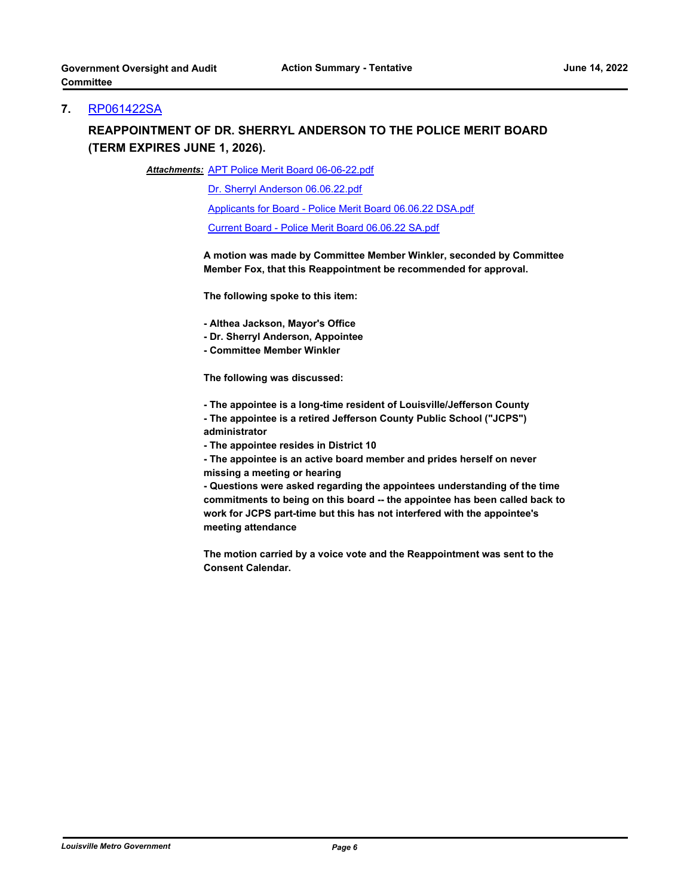## 7. RP061422SA

**REAPPOINTMENT OF DR. SHERRYL ANDERSON TO THE POLICE MERIT BOARD (TERM EXPIRES JUNE 1, 2026).**

***Attachments:*** APT Police Merit Board 06-06-22.pdf

Dr. Sherryl Anderson 06.06.22.pdf

Applicants for Board - Police Merit Board 06.06.22 DSA.pdf

Current Board - Police Merit Board 06.06.22 SA.pdf

**A motion was made by Committee Member Winkler, seconded by Committee Member Fox, that this Reappointment be recommended for approval.**

**The following spoke to this item:**

**- Althea Jackson, Mayor's Office**
**- Dr. Sherryl Anderson, Appointee**
**- Committee Member Winkler**

**The following was discussed:**

**- The appointee is a long-time resident of Louisville/Jefferson County**
**- The appointee is a retired Jefferson County Public School ("JCPS") administrator**
**- The appointee resides in District 10**
**- The appointee is an active board member and prides herself on never missing a meeting or hearing**
**- Questions were asked regarding the appointees understanding of the time commitments to being on this board -- the appointee has been called back to work for JCPS part-time but this has not interfered with the appointee's meeting attendance**

**The motion carried by a voice vote and the Reappointment was sent to the Consent Calendar.**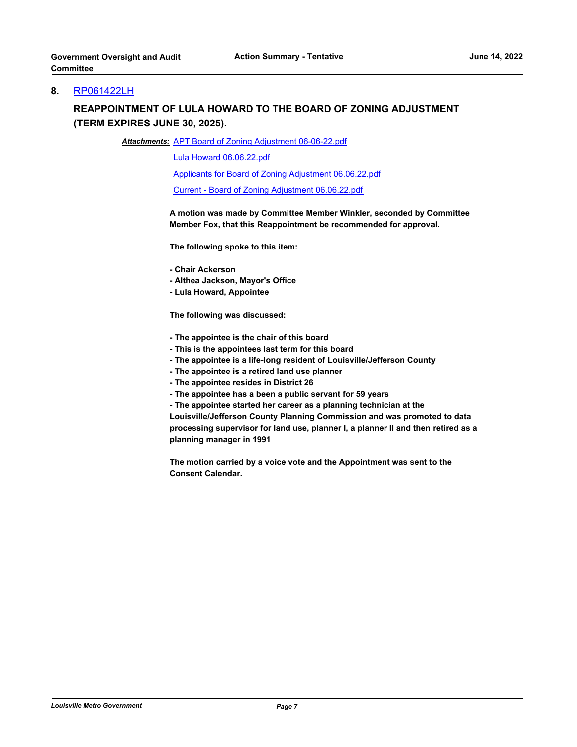## 8. RP061422LH

**REAPPOINTMENT OF LULA HOWARD TO THE BOARD OF ZONING ADJUSTMENT (TERM EXPIRES JUNE 30, 2025).**

***Attachments:*** APT Board of Zoning Adjustment 06-06-22.pdf

Lula Howard 06.06.22.pdf

Applicants for Board of Zoning Adjustment 06.06.22.pdf

Current - Board of Zoning Adjustment 06.06.22.pdf

**A motion was made by Committee Member Winkler, seconded by Committee Member Fox, that this Reappointment be recommended for approval.**

**The following spoke to this item:**

- **Chair Ackerson**
- **Althea Jackson, Mayor's Office**
- **Lula Howard, Appointee**

**The following was discussed:**

- **The appointee is the chair of this board**
- **This is the appointees last term for this board**
- **The appointee is a life-long resident of Louisville/Jefferson County**
- **The appointee is a retired land use planner**
- **The appointee resides in District 26**
- **The appointee has a been a public servant for 59 years**
- **The appointee started her career as a planning technician at the Louisville/Jefferson County Planning Commission and was promoted to data processing supervisor for land use, planner I, a planner II and then retired as a planning manager in 1991**

**The motion carried by a voice vote and the Appointment was sent to the Consent Calendar.**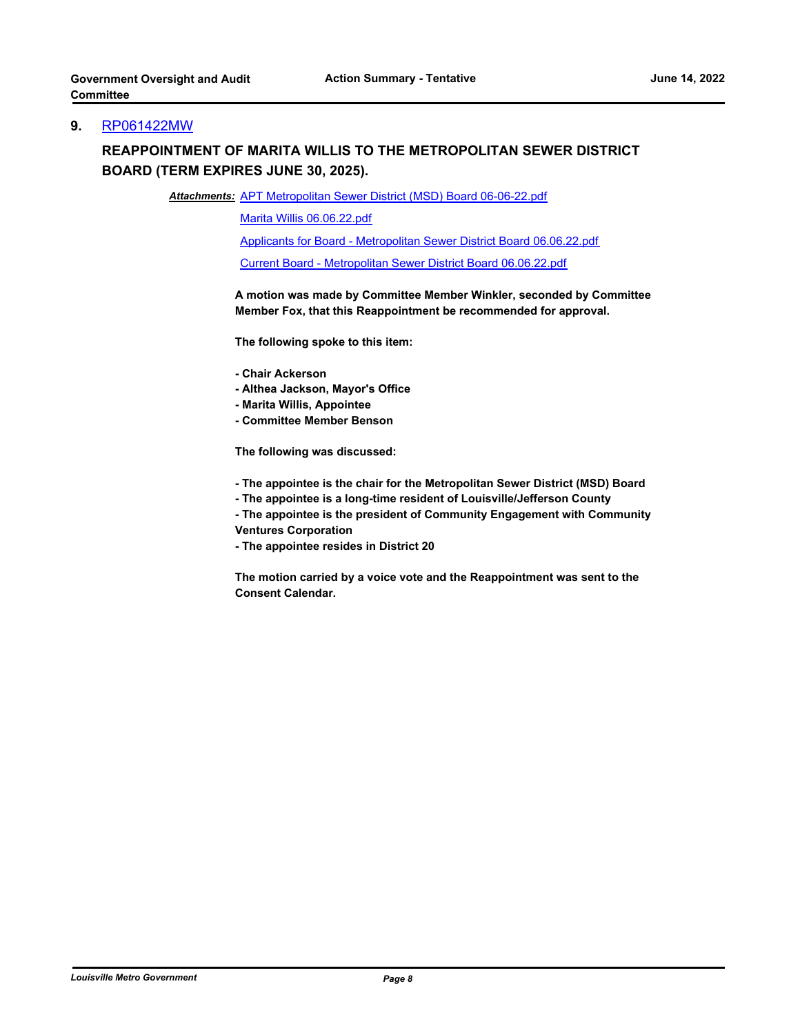## 9. RP061422MW

**REAPPOINTMENT OF MARITA WILLIS TO THE METROPOLITAN SEWER DISTRICT BOARD (TERM EXPIRES JUNE 30, 2025).**

***Attachments:*** APT Metropolitan Sewer District (MSD) Board 06-06-22.pdf

Marita Willis 06.06.22.pdf

Applicants for Board - Metropolitan Sewer District Board 06.06.22.pdf

Current Board - Metropolitan Sewer District Board 06.06.22.pdf

**A motion was made by Committee Member Winkler, seconded by Committee Member Fox, that this Reappointment be recommended for approval.**

**The following spoke to this item:**

**- Chair Ackerson**
**- Althea Jackson, Mayor's Office**
**- Marita Willis, Appointee**
**- Committee Member Benson**

**The following was discussed:**

**- The appointee is the chair for the Metropolitan Sewer District (MSD) Board**
**- The appointee is a long-time resident of Louisville/Jefferson County**
**- The appointee is the president of Community Engagement with Community Ventures Corporation**
**- The appointee resides in District 20**

**The motion carried by a voice vote and the Reappointment was sent to the Consent Calendar.**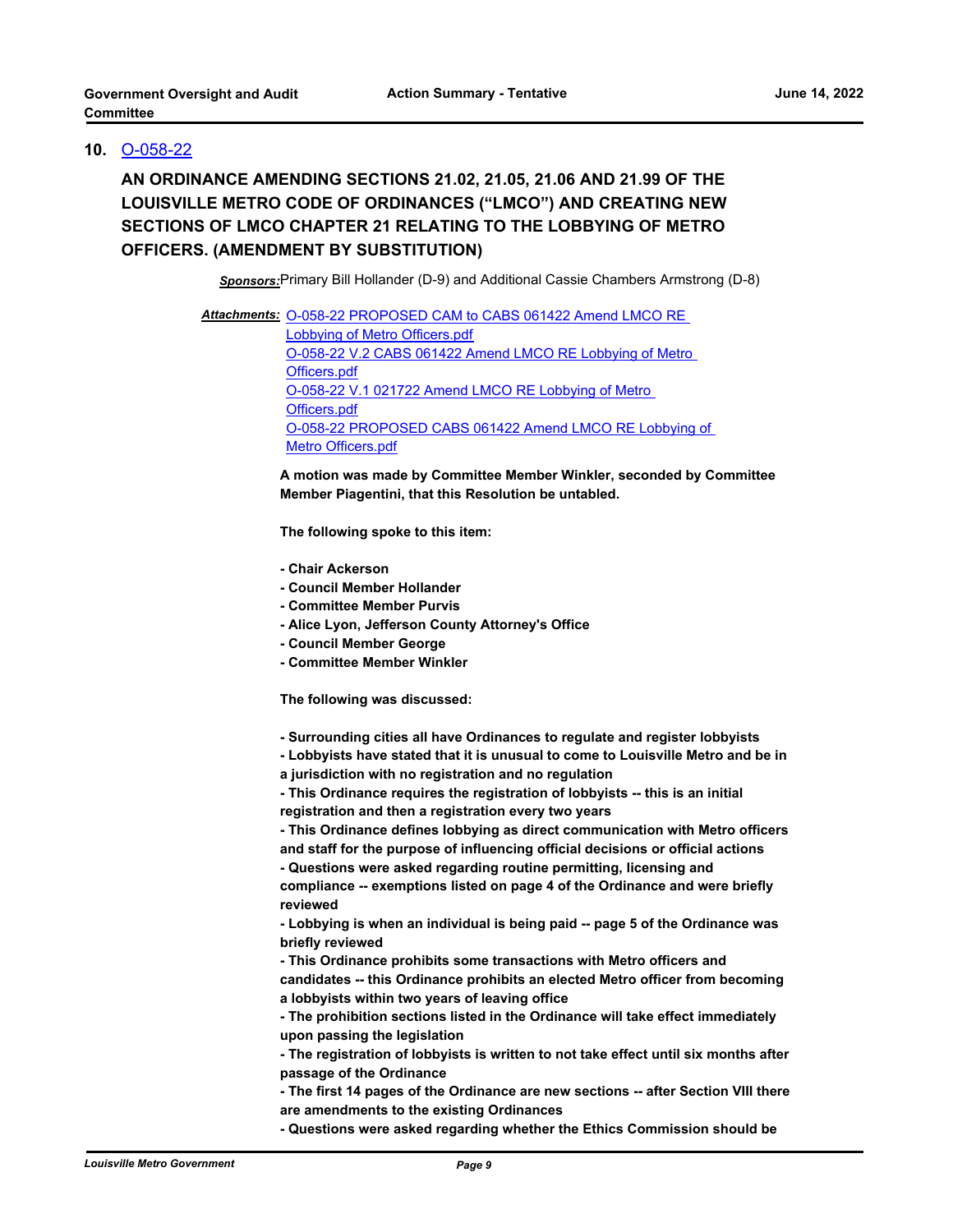**10.** O-058-22

**AN ORDINANCE AMENDING SECTIONS 21.02, 21.05, 21.06 AND 21.99 OF THE LOUISVILLE METRO CODE OF ORDINANCES ("LMCO") AND CREATING NEW SECTIONS OF LMCO CHAPTER 21 RELATING TO THE LOBBYING OF METRO OFFICERS. (AMENDMENT BY SUBSTITUTION)**

***Sponsors:*** Primary Bill Hollander (D-9) and Additional Cassie Chambers Armstrong (D-8)

***Attachments:*** O-058-22 PROPOSED CAM to CABS 061422 Amend LMCO RE Lobbying of Metro Officers.pdf
O-058-22 V.2 CABS 061422 Amend LMCO RE Lobbying of Metro Officers.pdf
O-058-22 V.1 021722 Amend LMCO RE Lobbying of Metro Officers.pdf
O-058-22 PROPOSED CABS 061422 Amend LMCO RE Lobbying of Metro Officers.pdf

**A motion was made by Committee Member Winkler, seconded by Committee Member Piagentini, that this Resolution be untabled.**

**The following spoke to this item:**

- **Chair Ackerson**
- **Council Member Hollander**
- **Committee Member Purvis**
- **Alice Lyon, Jefferson County Attorney's Office**
- **Council Member George**
- **Committee Member Winkler**

**The following was discussed:**

- **Surrounding cities all have Ordinances to regulate and register lobbyists**
- **Lobbyists have stated that it is unusual to come to Louisville Metro and be in a jurisdiction with no registration and no regulation**
- **This Ordinance requires the registration of lobbyists -- this is an initial registration and then a registration every two years**
- **This Ordinance defines lobbying as direct communication with Metro officers and staff for the purpose of influencing official decisions or official actions**
- **Questions were asked regarding routine permitting, licensing and compliance -- exemptions listed on page 4 of the Ordinance and were briefly reviewed**
- **Lobbying is when an individual is being paid -- page 5 of the Ordinance was briefly reviewed**
- **This Ordinance prohibits some transactions with Metro officers and candidates -- this Ordinance prohibits an elected Metro officer from becoming a lobbyists within two years of leaving office**
- **The prohibition sections listed in the Ordinance will take effect immediately upon passing the legislation**
- **The registration of lobbyists is written to not take effect until six months after passage of the Ordinance**
- **The first 14 pages of the Ordinance are new sections -- after Section VIII there are amendments to the existing Ordinances**
- **Questions were asked regarding whether the Ethics Commission should be**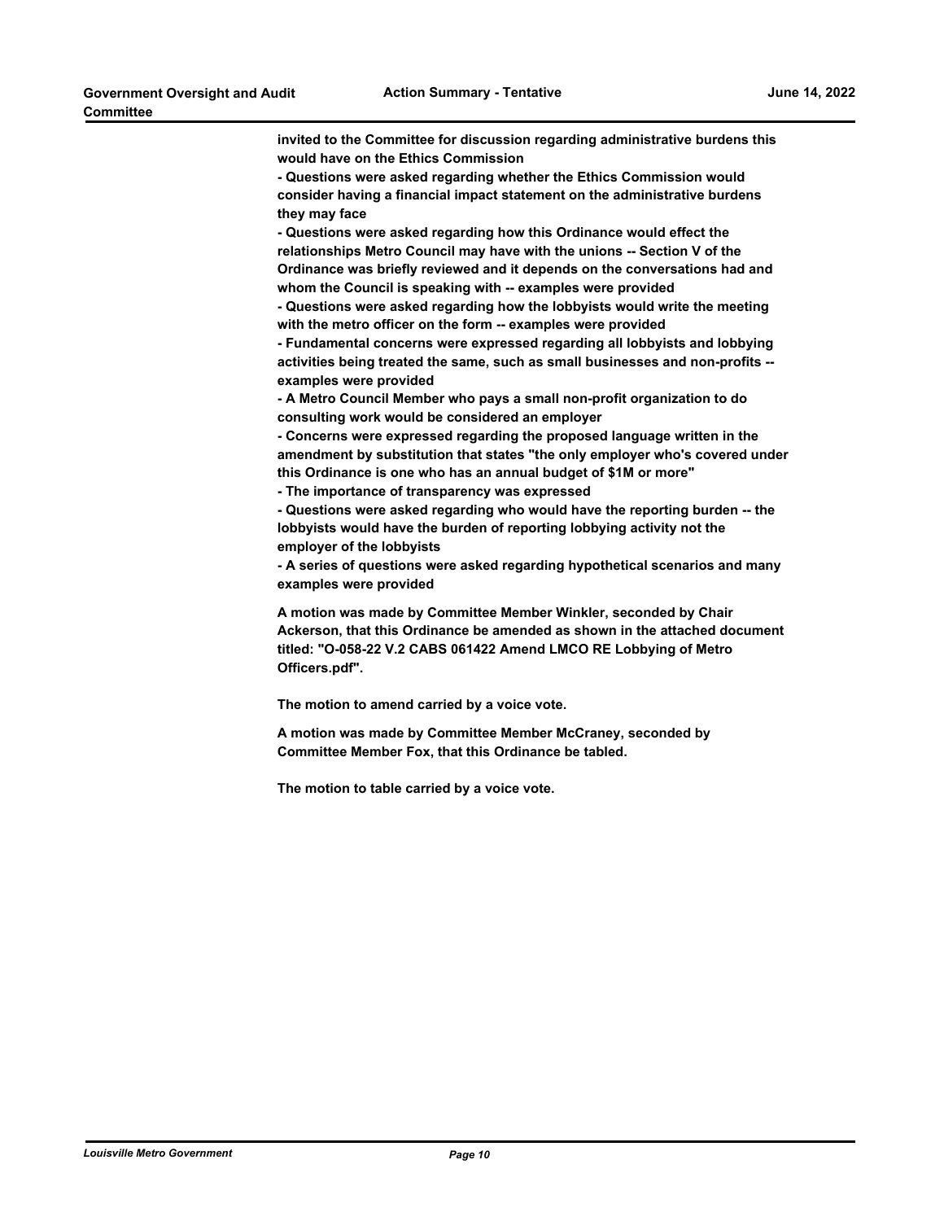**invited to the Committee for discussion regarding administrative burdens this would have on the Ethics Commission**

**- Questions were asked regarding whether the Ethics Commission would consider having a financial impact statement on the administrative burdens they may face**

**- Questions were asked regarding how this Ordinance would effect the relationships Metro Council may have with the unions -- Section V of the Ordinance was briefly reviewed and it depends on the conversations had and whom the Council is speaking with -- examples were provided**

**- Questions were asked regarding how the lobbyists would write the meeting with the metro officer on the form -- examples were provided**

**- Fundamental concerns were expressed regarding all lobbyists and lobbying activities being treated the same, such as small businesses and non-profits -- examples were provided**

**- A Metro Council Member who pays a small non-profit organization to do consulting work would be considered an employer**

**- Concerns were expressed regarding the proposed language written in the amendment by substitution that states "the only employer who's covered under this Ordinance is one who has an annual budget of $1M or more"**

**- The importance of transparency was expressed**

**- Questions were asked regarding who would have the reporting burden -- the lobbyists would have the burden of reporting lobbying activity not the employer of the lobbyists**

**- A series of questions were asked regarding hypothetical scenarios and many examples were provided**

**A motion was made by Committee Member Winkler, seconded by Chair Ackerson, that this Ordinance be amended as shown in the attached document titled: "O-058-22 V.2 CABS 061422 Amend LMCO RE Lobbying of Metro Officers.pdf".**

**The motion to amend carried by a voice vote.**

**A motion was made by Committee Member McCraney, seconded by Committee Member Fox, that this Ordinance be tabled.**

**The motion to table carried by a voice vote.**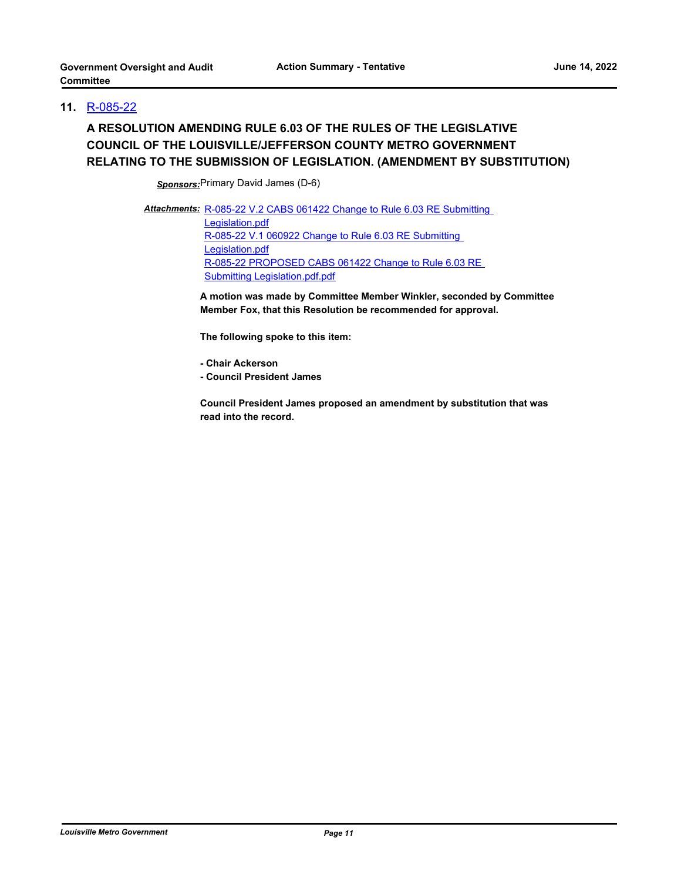## 11. R-085-22

### A RESOLUTION AMENDING RULE 6.03 OF THE RULES OF THE LEGISLATIVE COUNCIL OF THE LOUISVILLE/JEFFERSON COUNTY METRO GOVERNMENT RELATING TO THE SUBMISSION OF LEGISLATION. (AMENDMENT BY SUBSTITUTION)

***Sponsors:*** Primary David James (D-6)

***Attachments:*** R-085-22 V.2 CABS 061422 Change to Rule 6.03 RE Submitting Legislation.pdf
R-085-22 V.1 060922 Change to Rule 6.03 RE Submitting Legislation.pdf
R-085-22 PROPOSED CABS 061422 Change to Rule 6.03 RE Submitting Legislation.pdf.pdf

**A motion was made by Committee Member Winkler, seconded by Committee Member Fox, that this Resolution be recommended for approval.**

**The following spoke to this item:**

**- Chair Ackerson**
**- Council President James**

**Council President James proposed an amendment by substitution that was read into the record.**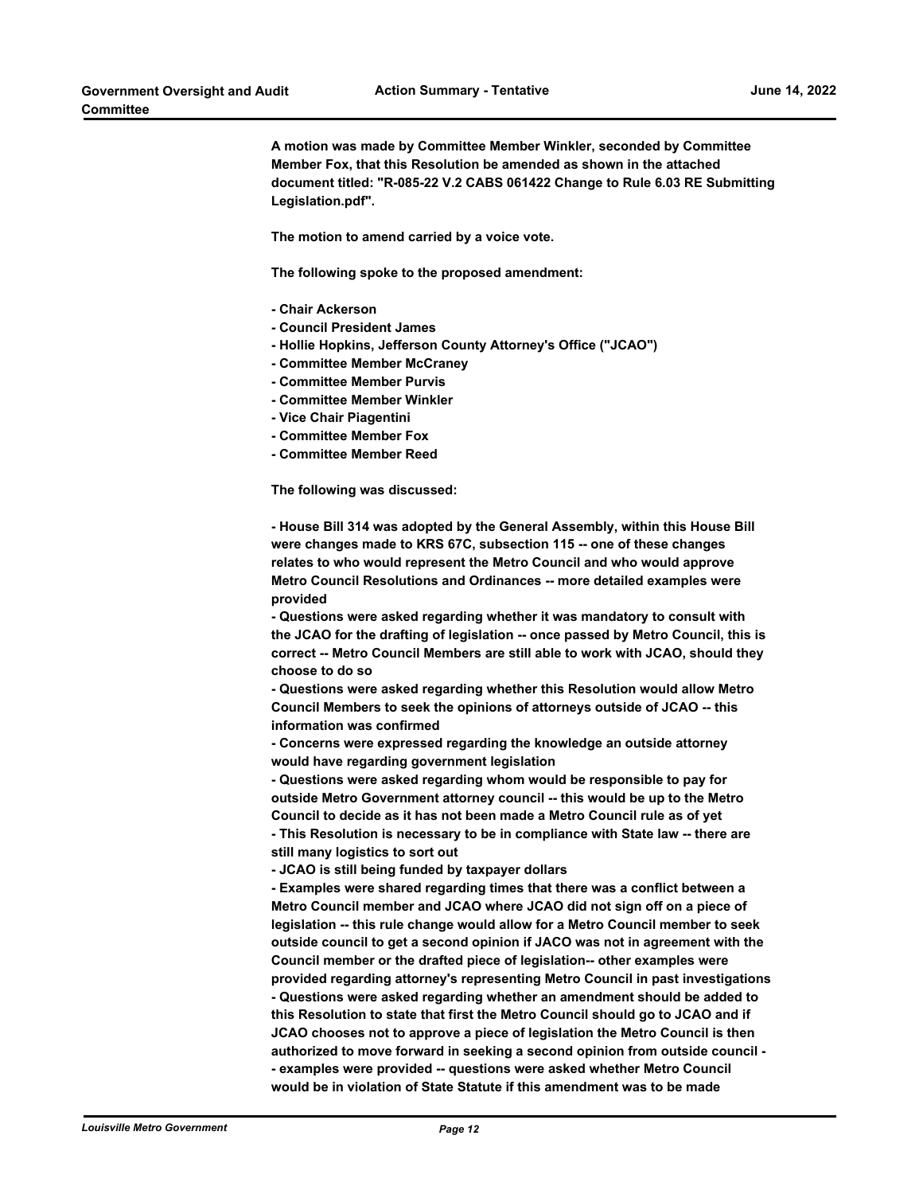**A motion was made by Committee Member Winkler, seconded by Committee Member Fox, that this Resolution be amended as shown in the attached document titled: "R-085-22 V.2 CABS 061422 Change to Rule 6.03 RE Submitting Legislation.pdf".**

**The motion to amend carried by a voice vote.**

**The following spoke to the proposed amendment:**

**- Chair Ackerson**
**- Council President James**
**- Hollie Hopkins, Jefferson County Attorney's Office ("JCAO")**
**- Committee Member McCraney**
**- Committee Member Purvis**
**- Committee Member Winkler**
**- Vice Chair Piagentini**
**- Committee Member Fox**
**- Committee Member Reed**

**The following was discussed:**

**- House Bill 314 was adopted by the General Assembly, within this House Bill were changes made to KRS 67C, subsection 115 -- one of these changes relates to who would represent the Metro Council and who would approve Metro Council Resolutions and Ordinances -- more detailed examples were provided**
**- Questions were asked regarding whether it was mandatory to consult with the JCAO for the drafting of legislation -- once passed by Metro Council, this is correct -- Metro Council Members are still able to work with JCAO, should they choose to do so**
**- Questions were asked regarding whether this Resolution would allow Metro Council Members to seek the opinions of attorneys outside of JCAO -- this information was confirmed**
**- Concerns were expressed regarding the knowledge an outside attorney would have regarding government legislation**
**- Questions were asked regarding whom would be responsible to pay for outside Metro Government attorney council -- this would be up to the Metro Council to decide as it has not been made a Metro Council rule as of yet**
**- This Resolution is necessary to be in compliance with State law -- there are still many logistics to sort out**
**- JCAO is still being funded by taxpayer dollars**
**- Examples were shared regarding times that there was a conflict between a Metro Council member and JCAO where JCAO did not sign off on a piece of legislation -- this rule change would allow for a Metro Council member to seek outside council to get a second opinion if JACO was not in agreement with the Council member or the drafted piece of legislation-- other examples were provided regarding attorney's representing Metro Council in past investigations**
**- Questions were asked regarding whether an amendment should be added to this Resolution to state that first the Metro Council should go to JCAO and if JCAO chooses not to approve a piece of legislation the Metro Council is then authorized to move forward in seeking a second opinion from outside council -- examples were provided -- questions were asked whether Metro Council would be in violation of State Statute if this amendment was to be made**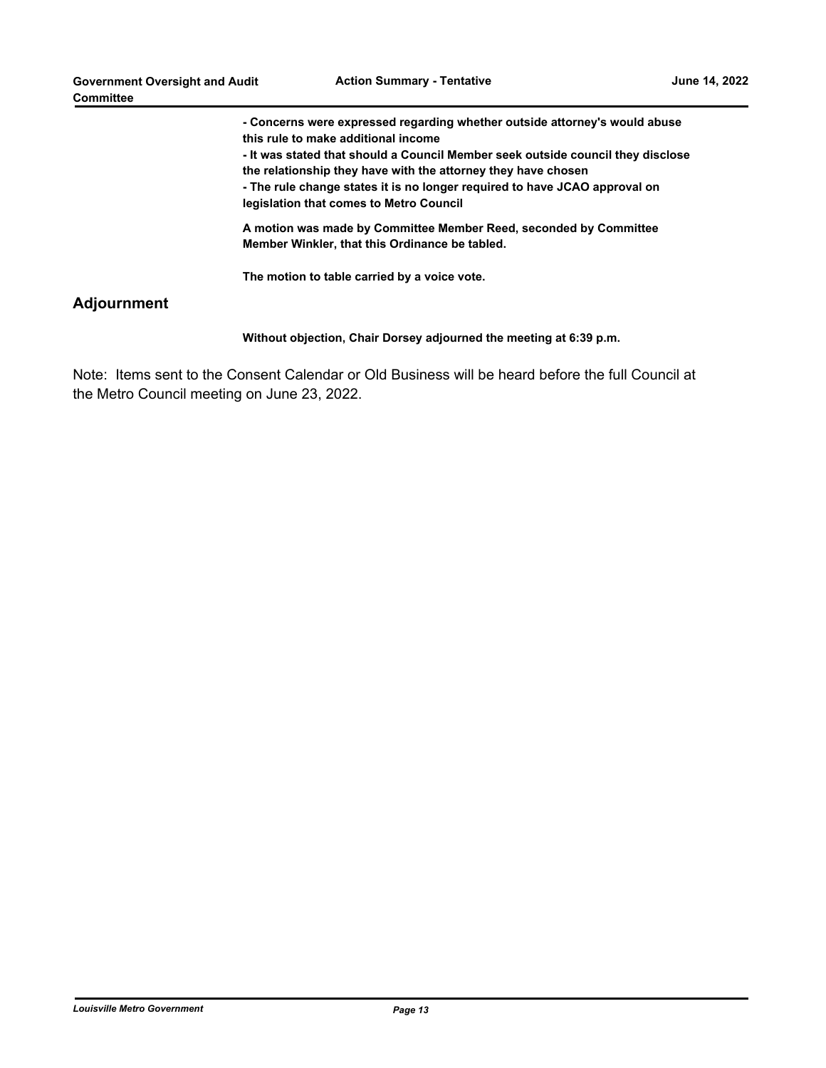**- Concerns were expressed regarding whether outside attorney's would abuse this rule to make additional income**
**- It was stated that should a Council Member seek outside council they disclose the relationship they have with the attorney they have chosen**
**- The rule change states it is no longer required to have JCAO approval on legislation that comes to Metro Council**

**A motion was made by Committee Member Reed, seconded by Committee Member Winkler, that this Ordinance be tabled.**

**The motion to table carried by a voice vote.**

## Adjournment

**Without objection, Chair Dorsey adjourned the meeting at 6:39 p.m.**

Note: Items sent to the Consent Calendar or Old Business will be heard before the full Council at the Metro Council meeting on June 23, 2022.